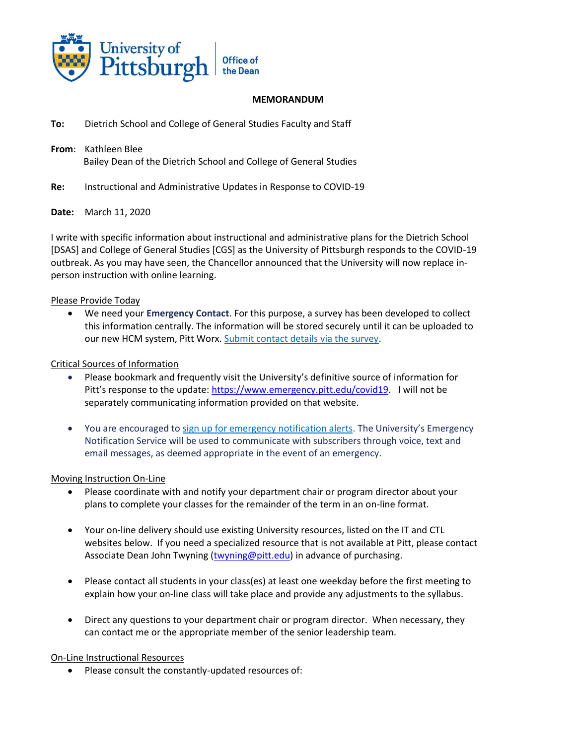University of Pittsburgh | Office of the Dean

**MEMORANDUM**

**To:** Dietrich School and College of General Studies Faculty and Staff

**From**: Kathleen Blee
Bailey Dean of the Dietrich School and College of General Studies

**Re:** Instructional and Administrative Updates in Response to COVID-19

**Date:** March 11, 2020

I write with specific information about instructional and administrative plans for the Dietrich School [DSAS] and College of General Studies [CGS] as the University of Pittsburgh responds to the COVID-19 outbreak. As you may have seen, the Chancellor announced that the University will now replace in-person instruction with online learning.

Please Provide Today

- We need your **Emergency Contact**. For this purpose, a survey has been developed to collect this information centrally. The information will be stored securely until it can be uploaded to our new HCM system, Pitt Worx. Submit contact details via the survey.

Critical Sources of Information

- Please bookmark and frequently visit the University's definitive source of information for Pitt's response to the update: https://www.emergency.pitt.edu/covid19. I will not be separately communicating information provided on that website.
- You are encouraged to sign up for emergency notification alerts. The University's Emergency Notification Service will be used to communicate with subscribers through voice, text and email messages, as deemed appropriate in the event of an emergency.

Moving Instruction On-Line

- Please coordinate with and notify your department chair or program director about your plans to complete your classes for the remainder of the term in an on-line format.
- Your on-line delivery should use existing University resources, listed on the IT and CTL websites below. If you need a specialized resource that is not available at Pitt, please contact Associate Dean John Twyning (twyning@pitt.edu) in advance of purchasing.
- Please contact all students in your class(es) at least one weekday before the first meeting to explain how your on-line class will take place and provide any adjustments to the syllabus.
- Direct any questions to your department chair or program director. When necessary, they can contact me or the appropriate member of the senior leadership team.

On-Line Instructional Resources

- Please consult the constantly-updated resources of: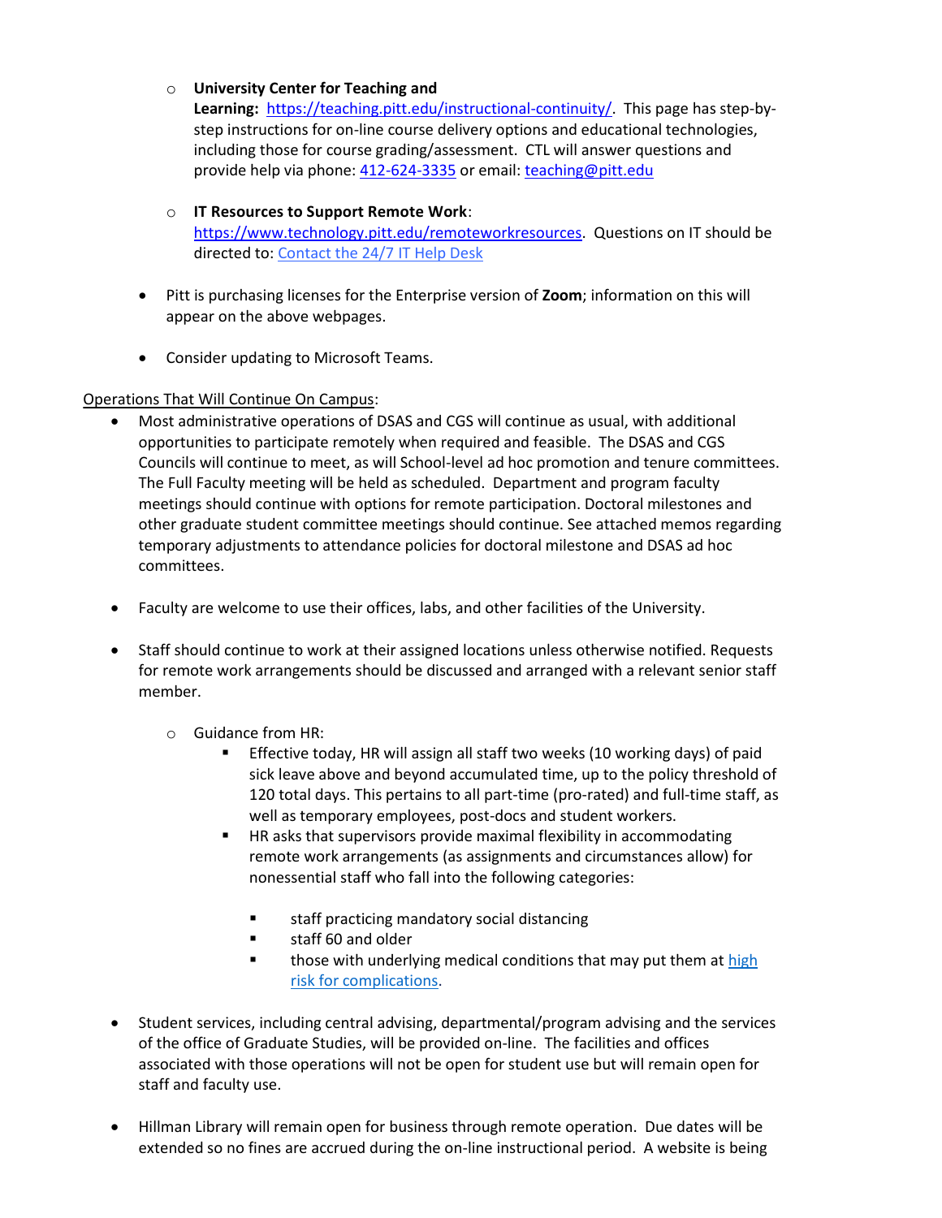- **University Center for Teaching and Learning:** https://teaching.pitt.edu/instructional-continuity/. This page has step-by-step instructions for on-line course delivery options and educational technologies, including those for course grading/assessment. CTL will answer questions and provide help via phone: 412-624-3335 or email: teaching@pitt.edu

  - **IT Resources to Support Remote Work**: https://www.technology.pitt.edu/remoteworkresources. Questions on IT should be directed to: Contact the 24/7 IT Help Desk

- Pitt is purchasing licenses for the Enterprise version of **Zoom**; information on this will appear on the above webpages.

- Consider updating to Microsoft Teams.

<u>Operations That Will Continue On Campus</u>:

- Most administrative operations of DSAS and CGS will continue as usual, with additional opportunities to participate remotely when required and feasible. The DSAS and CGS Councils will continue to meet, as will School-level ad hoc promotion and tenure committees. The Full Faculty meeting will be held as scheduled. Department and program faculty meetings should continue with options for remote participation. Doctoral milestones and other graduate student committee meetings should continue. See attached memos regarding temporary adjustments to attendance policies for doctoral milestone and DSAS ad hoc committees.

- Faculty are welcome to use their offices, labs, and other facilities of the University.

- Staff should continue to work at their assigned locations unless otherwise notified. Requests for remote work arrangements should be discussed and arranged with a relevant senior staff member.

  - Guidance from HR:
    - Effective today, HR will assign all staff two weeks (10 working days) of paid sick leave above and beyond accumulated time, up to the policy threshold of 120 total days. This pertains to all part-time (pro-rated) and full-time staff, as well as temporary employees, post-docs and student workers.
    - HR asks that supervisors provide maximal flexibility in accommodating remote work arrangements (as assignments and circumstances allow) for nonessential staff who fall into the following categories:
      - staff practicing mandatory social distancing
      - staff 60 and older
      - those with underlying medical conditions that may put them at high risk for complications.

- Student services, including central advising, departmental/program advising and the services of the office of Graduate Studies, will be provided on-line. The facilities and offices associated with those operations will not be open for student use but will remain open for staff and faculty use.

- Hillman Library will remain open for business through remote operation. Due dates will be extended so no fines are accrued during the on-line instructional period. A website is being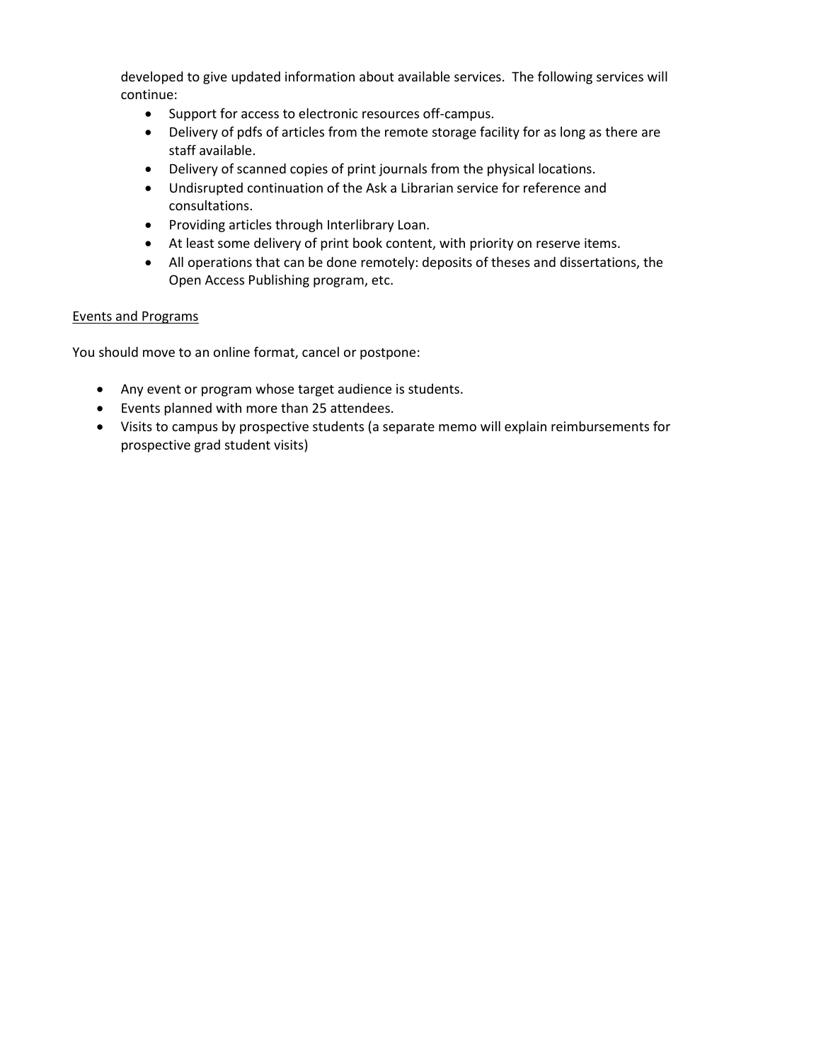developed to give updated information about available services. The following services will continue:

- Support for access to electronic resources off-campus.
- Delivery of pdfs of articles from the remote storage facility for as long as there are staff available.
- Delivery of scanned copies of print journals from the physical locations.
- Undisrupted continuation of the Ask a Librarian service for reference and consultations.
- Providing articles through Interlibrary Loan.
- At least some delivery of print book content, with priority on reserve items.
- All operations that can be done remotely: deposits of theses and dissertations, the Open Access Publishing program, etc.

<u>Events and Programs</u>

You should move to an online format, cancel or postpone:

- Any event or program whose target audience is students.
- Events planned with more than 25 attendees.
- Visits to campus by prospective students (a separate memo will explain reimbursements for prospective grad student visits)